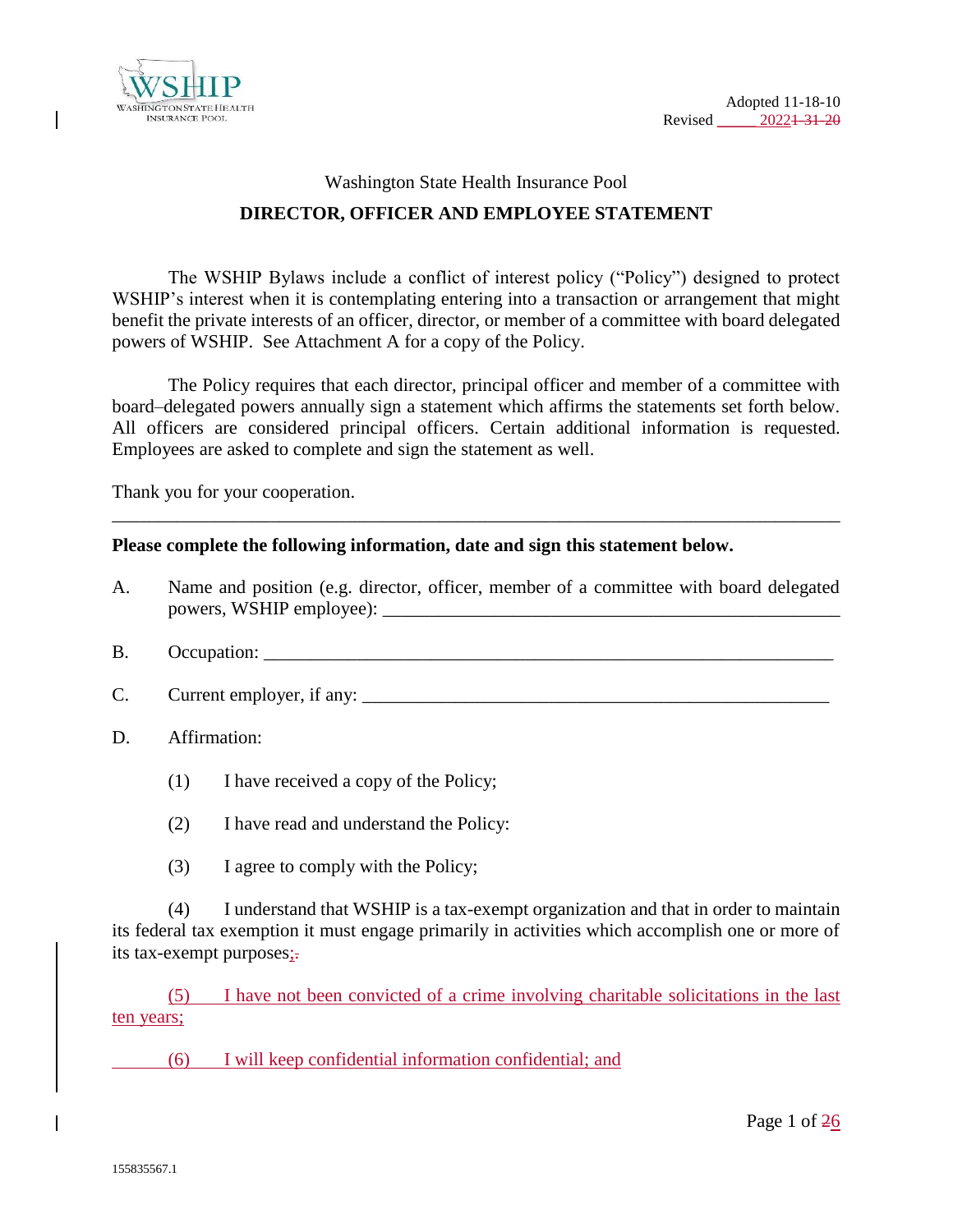Adopted 11-18-10
Revised _____ 20221-31-20

Washington State Health Insurance Pool

**DIRECTOR, OFFICER AND EMPLOYEE STATEMENT**

The WSHIP Bylaws include a conflict of interest policy ("Policy") designed to protect WSHIP's interest when it is contemplating entering into a transaction or arrangement that might benefit the private interests of an officer, director, or member of a committee with board delegated powers of WSHIP. See Attachment A for a copy of the Policy.

The Policy requires that each director, principal officer and member of a committee with board–delegated powers annually sign a statement which affirms the statements set forth below. All officers are considered principal officers. Certain additional information is requested. Employees are asked to complete and sign the statement as well.

Thank you for your cooperation.

---

**Please complete the following information, date and sign this statement below.**

A. Name and position (e.g. director, officer, member of a committee with board delegated powers, WSHIP employee): ___________________________________________________

B. Occupation: ________________________________________________________________

C. Current employer, if any: ___________________________________________________

D. Affirmation:

(1) I have received a copy of the Policy;

(2) I have read and understand the Policy:

(3) I agree to comply with the Policy;

(4) I understand that WSHIP is a tax-exempt organization and that in order to maintain its federal tax exemption it must engage primarily in activities which accomplish one or more of its tax-exempt purposes;.

(5) I have not been convicted of a crime involving charitable solicitations in the last ten years;

(6) I will keep confidential information confidential; and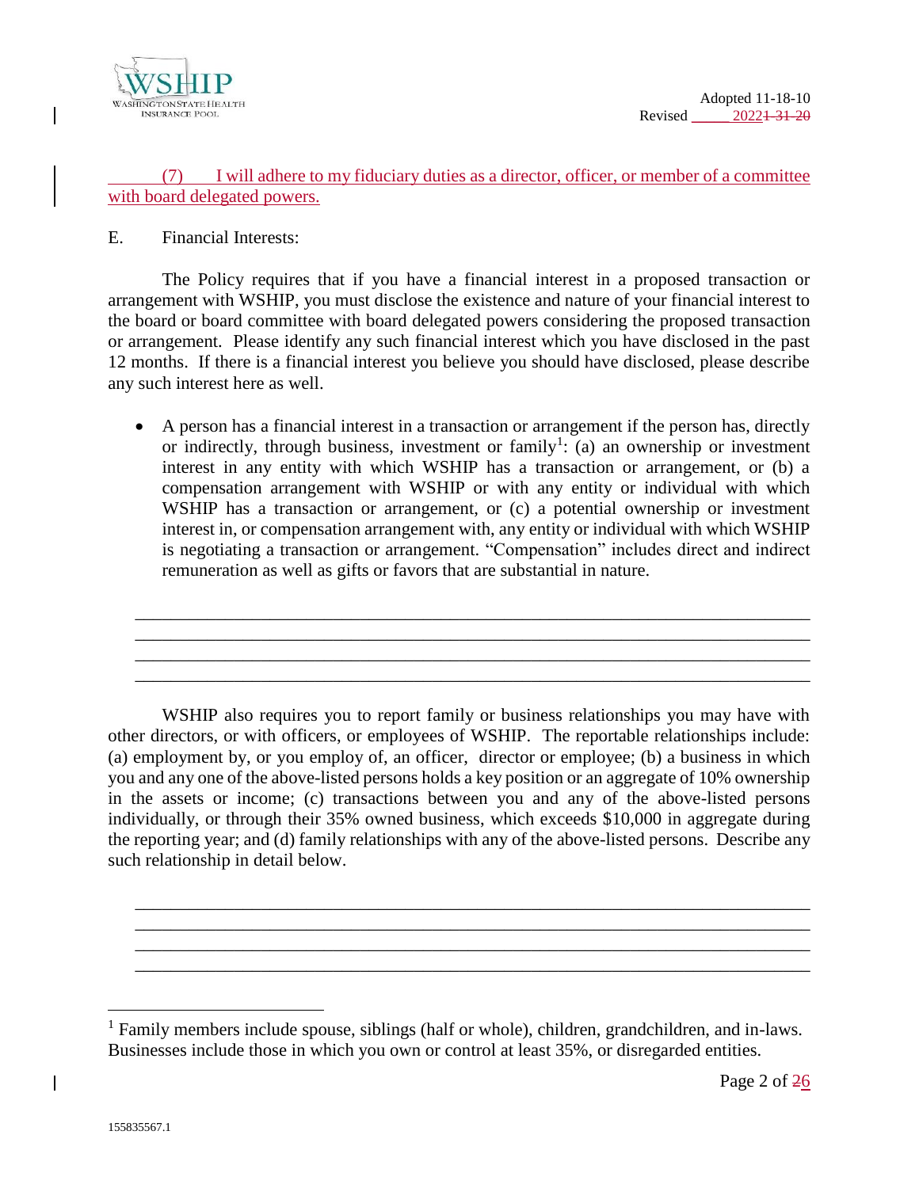(7) I will adhere to my fiduciary duties as a director, officer, or member of a committee with board delegated powers.

E. Financial Interests:

The Policy requires that if you have a financial interest in a proposed transaction or arrangement with WSHIP, you must disclose the existence and nature of your financial interest to the board or board committee with board delegated powers considering the proposed transaction or arrangement. Please identify any such financial interest which you have disclosed in the past 12 months. If there is a financial interest you believe you should have disclosed, please describe any such interest here as well.

- A person has a financial interest in a transaction or arrangement if the person has, directly or indirectly, through business, investment or family[1]: (a) an ownership or investment interest in any entity with which WSHIP has a transaction or arrangement, or (b) a compensation arrangement with WSHIP or with any entity or individual with which WSHIP has a transaction or arrangement, or (c) a potential ownership or investment interest in, or compensation arrangement with, any entity or individual with which WSHIP is negotiating a transaction or arrangement. "Compensation" includes direct and indirect remuneration as well as gifts or favors that are substantial in nature.

\_\_\_\_\_\_\_\_\_\_\_\_\_\_\_\_\_\_\_\_\_\_\_\_\_\_\_\_\_\_\_\_\_\_\_\_\_\_\_\_\_\_\_\_\_\_\_\_\_\_\_\_\_\_\_\_\_\_\_\_\_\_\_\_\_\_\_\_
\_\_\_\_\_\_\_\_\_\_\_\_\_\_\_\_\_\_\_\_\_\_\_\_\_\_\_\_\_\_\_\_\_\_\_\_\_\_\_\_\_\_\_\_\_\_\_\_\_\_\_\_\_\_\_\_\_\_\_\_\_\_\_\_\_\_\_\_
\_\_\_\_\_\_\_\_\_\_\_\_\_\_\_\_\_\_\_\_\_\_\_\_\_\_\_\_\_\_\_\_\_\_\_\_\_\_\_\_\_\_\_\_\_\_\_\_\_\_\_\_\_\_\_\_\_\_\_\_\_\_\_\_\_\_\_\_
\_\_\_\_\_\_\_\_\_\_\_\_\_\_\_\_\_\_\_\_\_\_\_\_\_\_\_\_\_\_\_\_\_\_\_\_\_\_\_\_\_\_\_\_\_\_\_\_\_\_\_\_\_\_\_\_\_\_\_\_\_\_\_\_\_\_\_\_

WSHIP also requires you to report family or business relationships you may have with other directors, or with officers, or employees of WSHIP. The reportable relationships include: (a) employment by, or you employ of, an officer, director or employee; (b) a business in which you and any one of the above-listed persons holds a key position or an aggregate of 10% ownership in the assets or income; (c) transactions between you and any of the above-listed persons individually, or through their 35% owned business, which exceeds $10,000 in aggregate during the reporting year; and (d) family relationships with any of the above-listed persons. Describe any such relationship in detail below.

\_\_\_\_\_\_\_\_\_\_\_\_\_\_\_\_\_\_\_\_\_\_\_\_\_\_\_\_\_\_\_\_\_\_\_\_\_\_\_\_\_\_\_\_\_\_\_\_\_\_\_\_\_\_\_\_\_\_\_\_\_\_\_\_\_\_\_\_
\_\_\_\_\_\_\_\_\_\_\_\_\_\_\_\_\_\_\_\_\_\_\_\_\_\_\_\_\_\_\_\_\_\_\_\_\_\_\_\_\_\_\_\_\_\_\_\_\_\_\_\_\_\_\_\_\_\_\_\_\_\_\_\_\_\_\_\_
\_\_\_\_\_\_\_\_\_\_\_\_\_\_\_\_\_\_\_\_\_\_\_\_\_\_\_\_\_\_\_\_\_\_\_\_\_\_\_\_\_\_\_\_\_\_\_\_\_\_\_\_\_\_\_\_\_\_\_\_\_\_\_\_\_\_\_\_
\_\_\_\_\_\_\_\_\_\_\_\_\_\_\_\_\_\_\_\_\_\_\_\_\_\_\_\_\_\_\_\_\_\_\_\_\_\_\_\_\_\_\_\_\_\_\_\_\_\_\_\_\_\_\_\_\_\_\_\_\_\_\_\_\_\_\_\_

[1] Family members include spouse, siblings (half or whole), children, grandchildren, and in-laws. Businesses include those in which you own or control at least 35%, or disregarded entities.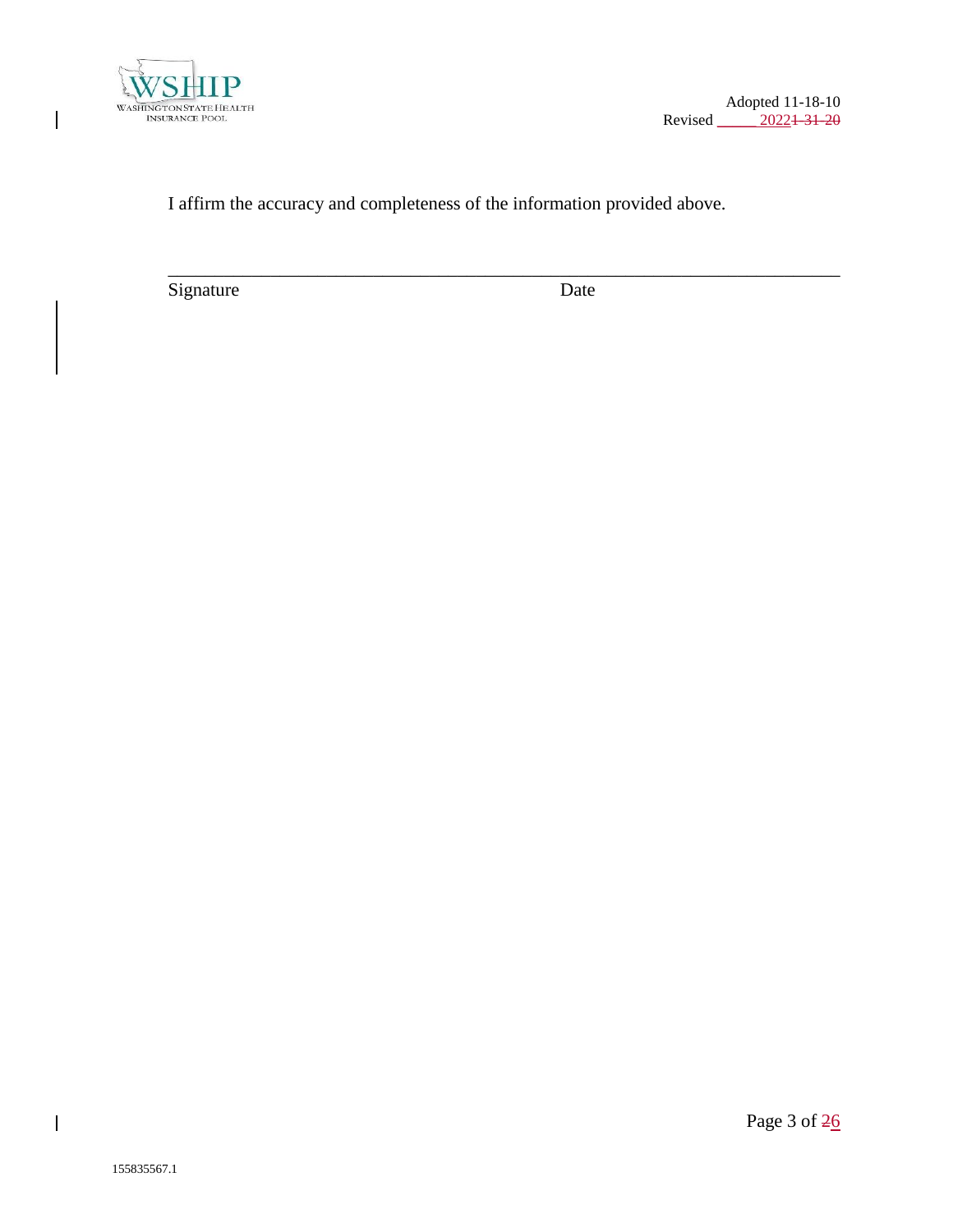I affirm the accuracy and completeness of the information provided above.

\_\_\_\_\_\_\_\_\_\_\_\_\_\_\_\_\_\_\_\_\_\_\_\_\_\_\_\_\_\_\_\_\_\_\_\_\_\_\_\_\_\_\_\_\_\_\_\_\_\_\_\_\_\_\_\_\_\_\_\_\_\_\_\_\_\_\_\_\_\_\_\_\_\_

Signature                                                                 Date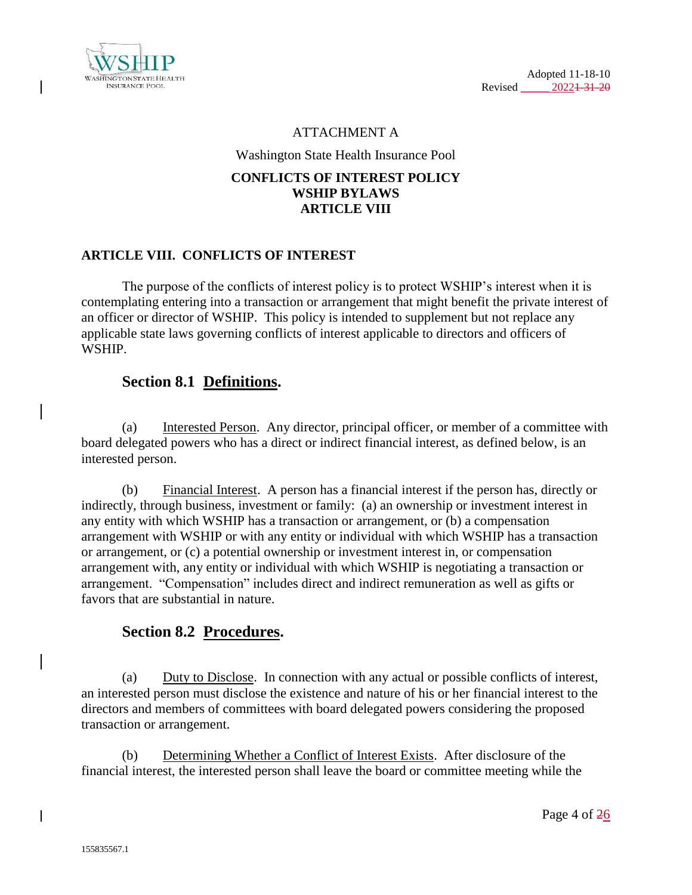Adopted 11-18-10
Revised 2022~~1-31-20~~

ATTACHMENT A

Washington State Health Insurance Pool

**CONFLICTS OF INTEREST POLICY**
**WSHIP BYLAWS**
**ARTICLE VIII**

## ARTICLE VIII. CONFLICTS OF INTEREST

The purpose of the conflicts of interest policy is to protect WSHIP's interest when it is contemplating entering into a transaction or arrangement that might benefit the private interest of an officer or director of WSHIP. This policy is intended to supplement but not replace any applicable state laws governing conflicts of interest applicable to directors and officers of WSHIP.

### Section 8.1 Definitions.

(a) Interested Person. Any director, principal officer, or member of a committee with board delegated powers who has a direct or indirect financial interest, as defined below, is an interested person.

(b) Financial Interest. A person has a financial interest if the person has, directly or indirectly, through business, investment or family: (a) an ownership or investment interest in any entity with which WSHIP has a transaction or arrangement, or (b) a compensation arrangement with WSHIP or with any entity or individual with which WSHIP has a transaction or arrangement, or (c) a potential ownership or investment interest in, or compensation arrangement with, any entity or individual with which WSHIP is negotiating a transaction or arrangement. "Compensation" includes direct and indirect remuneration as well as gifts or favors that are substantial in nature.

### Section 8.2 Procedures.

(a) Duty to Disclose. In connection with any actual or possible conflicts of interest, an interested person must disclose the existence and nature of his or her financial interest to the directors and members of committees with board delegated powers considering the proposed transaction or arrangement.

(b) Determining Whether a Conflict of Interest Exists. After disclosure of the financial interest, the interested person shall leave the board or committee meeting while the

155835567.1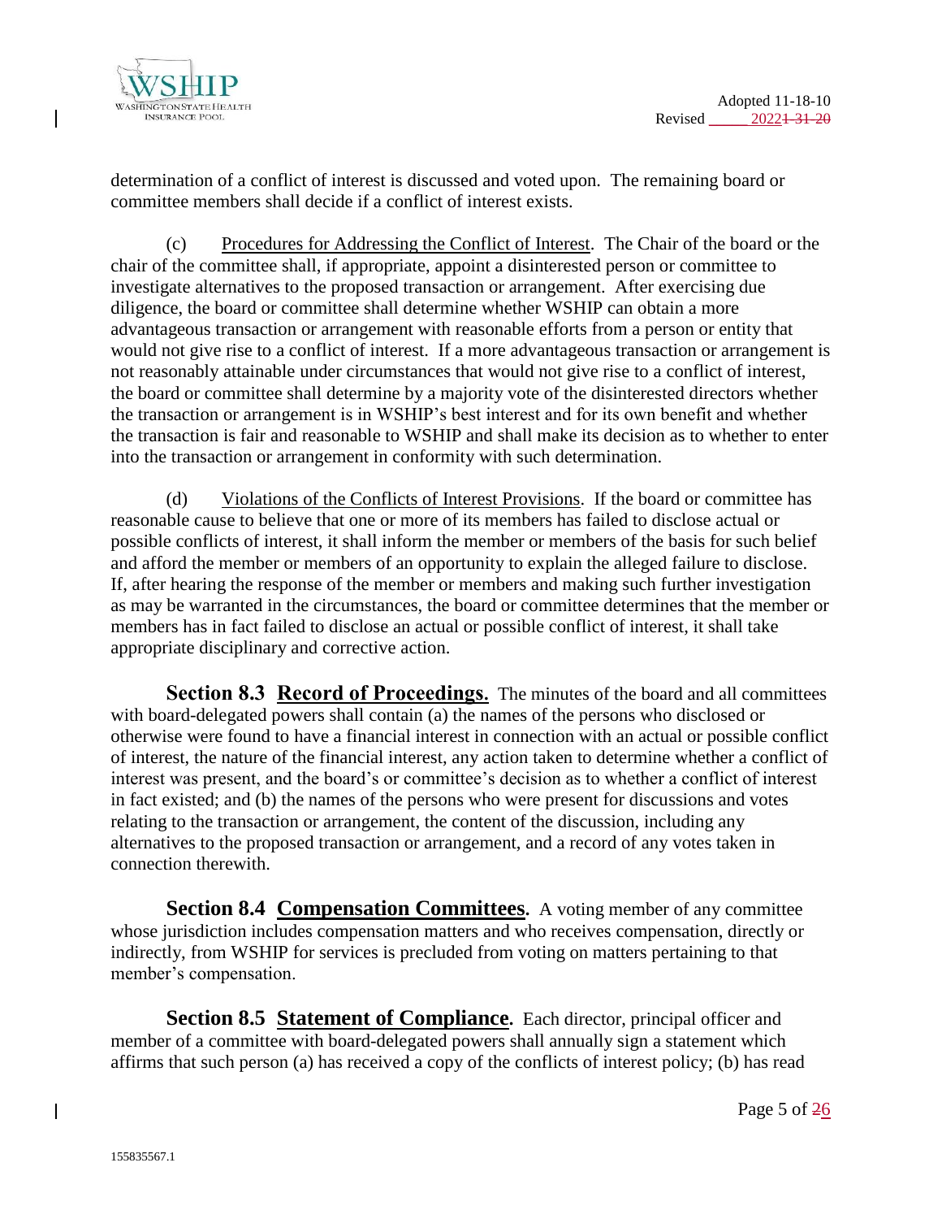determination of a conflict of interest is discussed and voted upon. The remaining board or committee members shall decide if a conflict of interest exists.

(c) Procedures for Addressing the Conflict of Interest. The Chair of the board or the chair of the committee shall, if appropriate, appoint a disinterested person or committee to investigate alternatives to the proposed transaction or arrangement. After exercising due diligence, the board or committee shall determine whether WSHIP can obtain a more advantageous transaction or arrangement with reasonable efforts from a person or entity that would not give rise to a conflict of interest. If a more advantageous transaction or arrangement is not reasonably attainable under circumstances that would not give rise to a conflict of interest, the board or committee shall determine by a majority vote of the disinterested directors whether the transaction or arrangement is in WSHIP's best interest and for its own benefit and whether the transaction is fair and reasonable to WSHIP and shall make its decision as to whether to enter into the transaction or arrangement in conformity with such determination.

(d) Violations of the Conflicts of Interest Provisions. If the board or committee has reasonable cause to believe that one or more of its members has failed to disclose actual or possible conflicts of interest, it shall inform the member or members of the basis for such belief and afford the member or members of an opportunity to explain the alleged failure to disclose. If, after hearing the response of the member or members and making such further investigation as may be warranted in the circumstances, the board or committee determines that the member or members has in fact failed to disclose an actual or possible conflict of interest, it shall take appropriate disciplinary and corrective action.

**Section 8.3 Record of Proceedings.** The minutes of the board and all committees with board-delegated powers shall contain (a) the names of the persons who disclosed or otherwise were found to have a financial interest in connection with an actual or possible conflict of interest, the nature of the financial interest, any action taken to determine whether a conflict of interest was present, and the board's or committee's decision as to whether a conflict of interest in fact existed; and (b) the names of the persons who were present for discussions and votes relating to the transaction or arrangement, the content of the discussion, including any alternatives to the proposed transaction or arrangement, and a record of any votes taken in connection therewith.

**Section 8.4 Compensation Committees.** A voting member of any committee whose jurisdiction includes compensation matters and who receives compensation, directly or indirectly, from WSHIP for services is precluded from voting on matters pertaining to that member's compensation.

**Section 8.5 Statement of Compliance.** Each director, principal officer and member of a committee with board-delegated powers shall annually sign a statement which affirms that such person (a) has received a copy of the conflicts of interest policy; (b) has read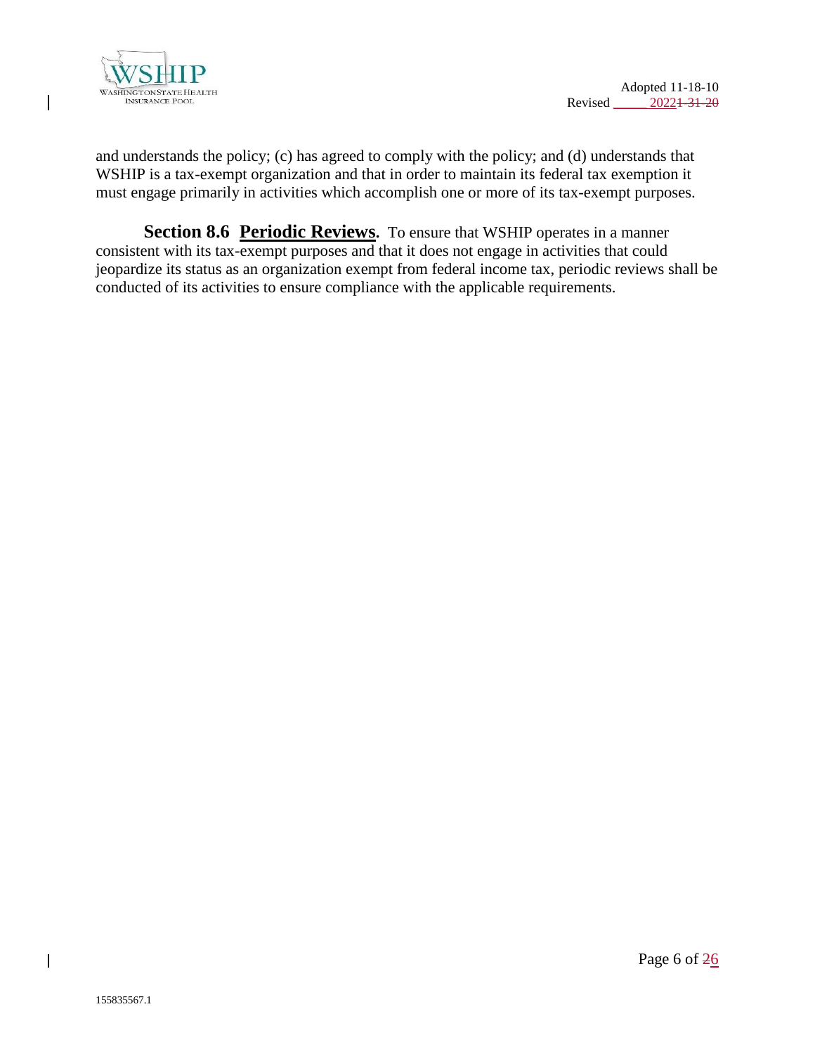and understands the policy; (c) has agreed to comply with the policy; and (d) understands that WSHIP is a tax-exempt organization and that in order to maintain its federal tax exemption it must engage primarily in activities which accomplish one or more of its tax-exempt purposes.

**Section 8.6** **Periodic Reviews.** To ensure that WSHIP operates in a manner consistent with its tax-exempt purposes and that it does not engage in activities that could jeopardize its status as an organization exempt from federal income tax, periodic reviews shall be conducted of its activities to ensure compliance with the applicable requirements.